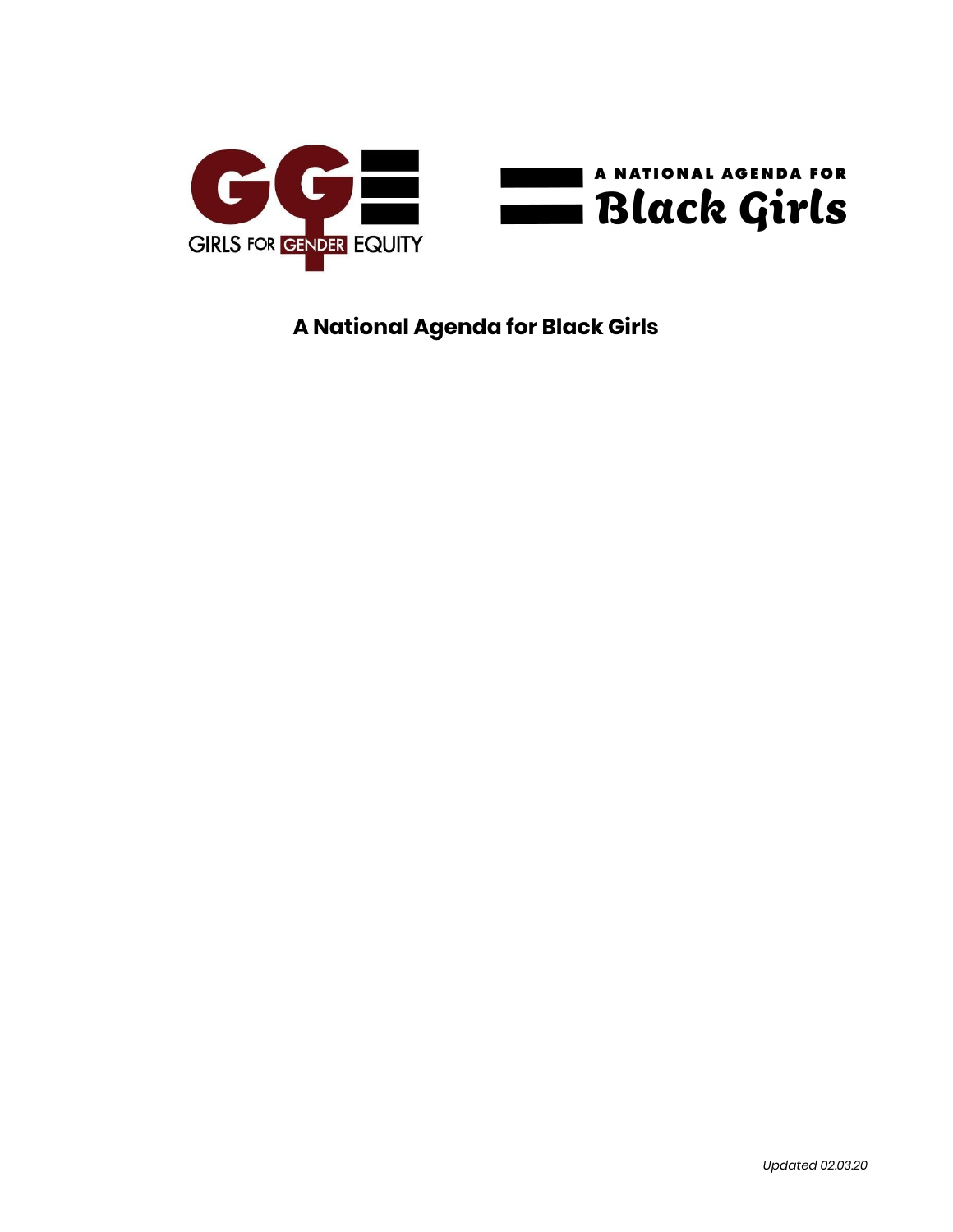GIRLS FOR GENDER EQUITY

A NATIONAL AGENDA FOR Black Girls

# A National Agenda for Black Girls

*Updated 02.03.20*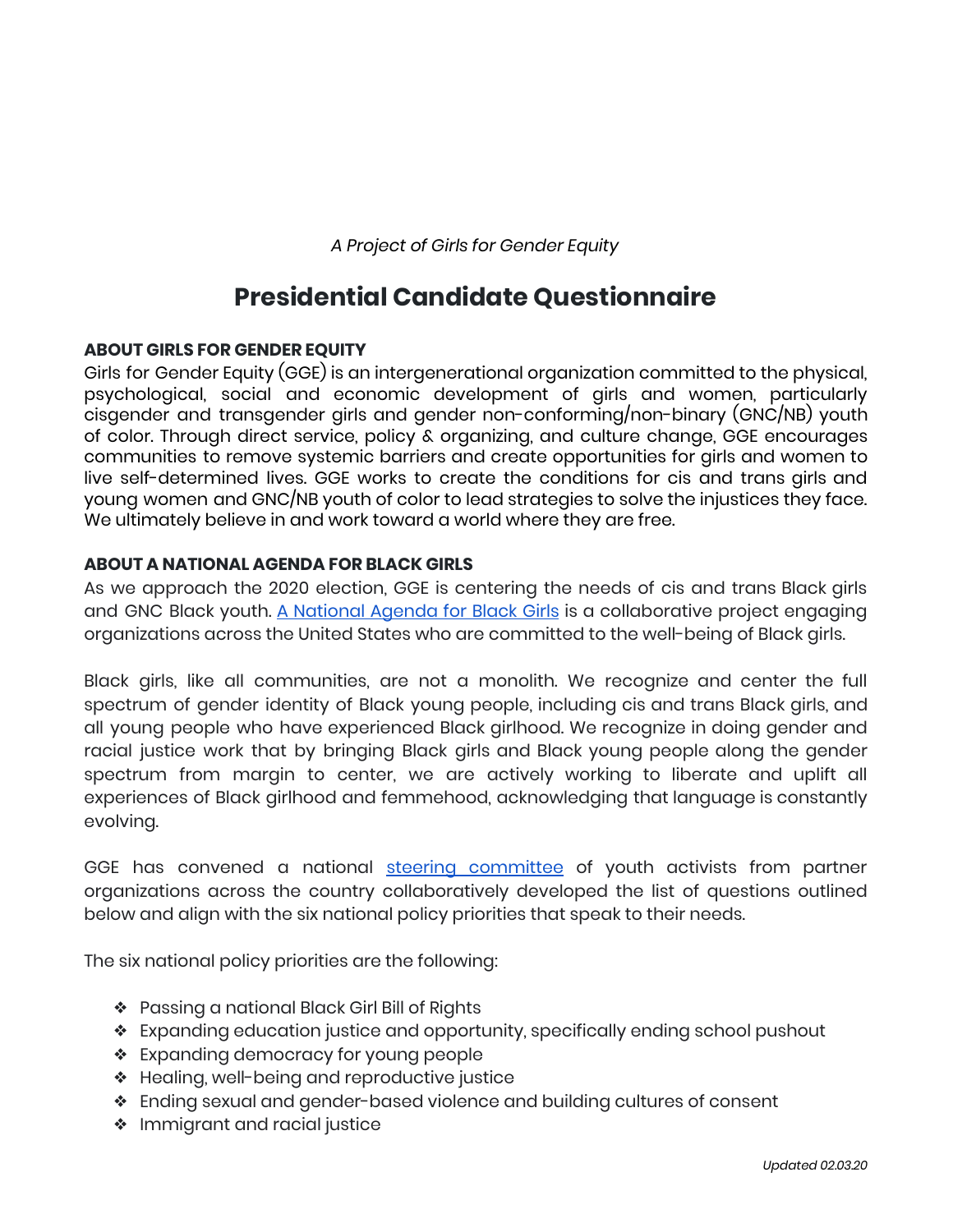*A Project of Girls for Gender Equity*

# Presidential Candidate Questionnaire

**ABOUT GIRLS FOR GENDER EQUITY**

Girls for Gender Equity (GGE) is an intergenerational organization committed to the physical, psychological, social and economic development of girls and women, particularly cisgender and transgender girls and gender non-conforming/non-binary (GNC/NB) youth of color. Through direct service, policy & organizing, and culture change, GGE encourages communities to remove systemic barriers and create opportunities for girls and women to live self-determined lives. GGE works to create the conditions for cis and trans girls and young women and GNC/NB youth of color to lead strategies to solve the injustices they face. We ultimately believe in and work toward a world where they are free.

**ABOUT A NATIONAL AGENDA FOR BLACK GIRLS**

As we approach the 2020 election, GGE is centering the needs of cis and trans Black girls and GNC Black youth. A National Agenda for Black Girls is a collaborative project engaging organizations across the United States who are committed to the well-being of Black girls.

Black girls, like all communities, are not a monolith. We recognize and center the full spectrum of gender identity of Black young people, including cis and trans Black girls, and all young people who have experienced Black girlhood. We recognize in doing gender and racial justice work that by bringing Black girls and Black young people along the gender spectrum from margin to center, we are actively working to liberate and uplift all experiences of Black girlhood and femmehood, acknowledging that language is constantly evolving.

GGE has convened a national steering committee of youth activists from partner organizations across the country collaboratively developed the list of questions outlined below and align with the six national policy priorities that speak to their needs.

The six national policy priorities are the following:

- Passing a national Black Girl Bill of Rights
- Expanding education justice and opportunity, specifically ending school pushout
- Expanding democracy for young people
- Healing, well-being and reproductive justice
- Ending sexual and gender-based violence and building cultures of consent
- Immigrant and racial justice

*Updated 02.03.20*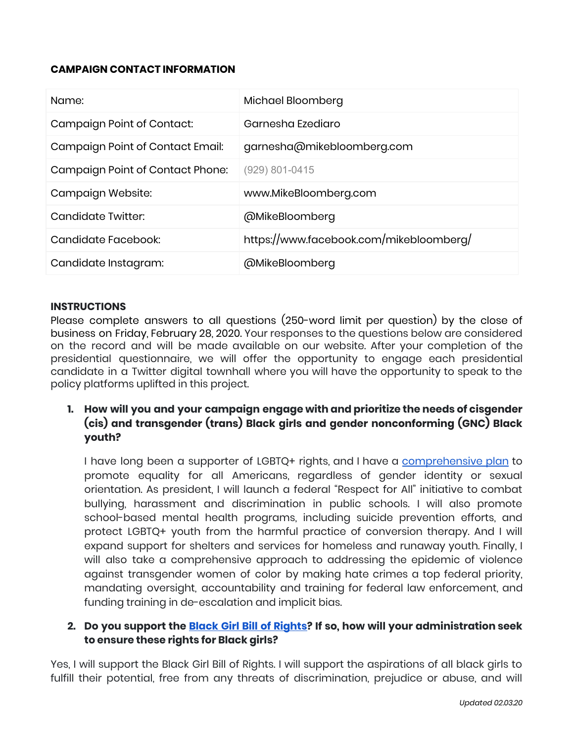**CAMPAIGN CONTACT INFORMATION**

| | |
|---|---|
| Name: | Michael Bloomberg |
| Campaign Point of Contact: | Garnesha Ezediaro |
| Campaign Point of Contact Email: | garnesha@mikebloomberg.com |
| Campaign Point of Contact Phone: | (929) 801-0415 |
| Campaign Website: | www.MikeBloomberg.com |
| Candidate Twitter: | @MikeBloomberg |
| Candidate Facebook: | https://www.facebook.com/mikebloomberg/ |
| Candidate Instagram: | @MikeBloomberg |

**INSTRUCTIONS**

Please complete answers to all questions (250-word limit per question) by the close of business on Friday, February 28, 2020. Your responses to the questions below are considered on the record and will be made available on our website. After your completion of the presidential questionnaire, we will offer the opportunity to engage each presidential candidate in a Twitter digital townhall where you will have the opportunity to speak to the policy platforms uplifted in this project.

1. **How will you and your campaign engage with and prioritize the needs of cisgender (cis) and transgender (trans) Black girls and gender nonconforming (GNC) Black youth?**

   I have long been a supporter of LGBTQ+ rights, and I have a comprehensive plan to promote equality for all Americans, regardless of gender identity or sexual orientation. As president, I will launch a federal "Respect for All" initiative to combat bullying, harassment and discrimination in public schools. I will also promote school-based mental health programs, including suicide prevention efforts, and protect LGBTQ+ youth from the harmful practice of conversion therapy. And I will expand support for shelters and services for homeless and runaway youth. Finally, I will also take a comprehensive approach to addressing the epidemic of violence against transgender women of color by making hate crimes a top federal priority, mandating oversight, accountability and training for federal law enforcement, and funding training in de-escalation and implicit bias.

2. **Do you support the Black Girl Bill of Rights? If so, how will your administration seek to ensure these rights for Black girls?**

Yes, I will support the Black Girl Bill of Rights. I will support the aspirations of all black girls to fulfill their potential, free from any threats of discrimination, prejudice or abuse, and will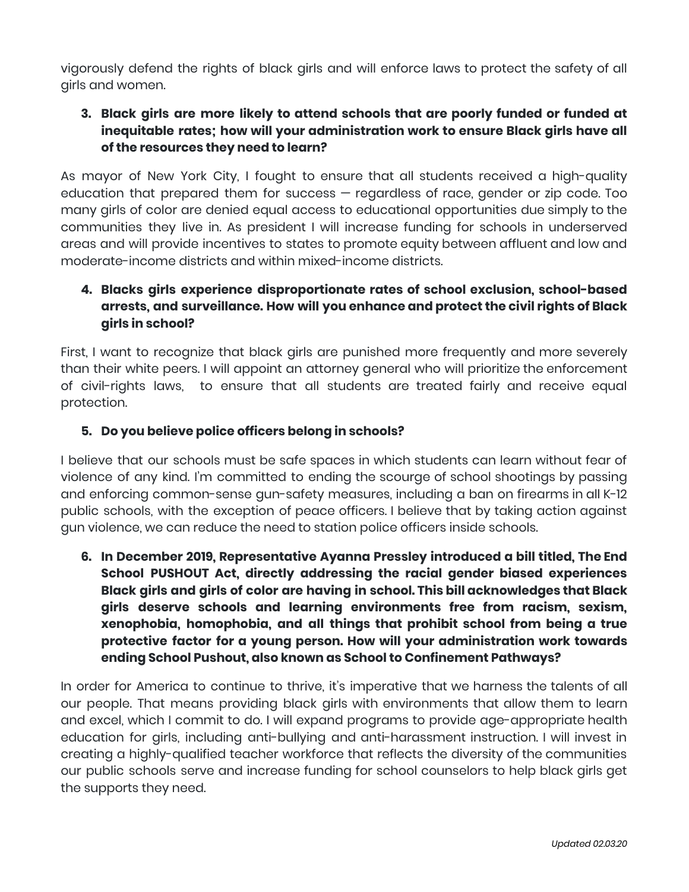vigorously defend the rights of black girls and will enforce laws to protect the safety of all girls and women.

3. **Black girls are more likely to attend schools that are poorly funded or funded at inequitable rates; how will your administration work to ensure Black girls have all of the resources they need to learn?**

As mayor of New York City, I fought to ensure that all students received a high-quality education that prepared them for success — regardless of race, gender or zip code. Too many girls of color are denied equal access to educational opportunities due simply to the communities they live in. As president I will increase funding for schools in underserved areas and will provide incentives to states to promote equity between affluent and low and moderate-income districts and within mixed-income districts.

4. **Blacks girls experience disproportionate rates of school exclusion, school-based arrests, and surveillance. How will you enhance and protect the civil rights of Black girls in school?**

First, I want to recognize that black girls are punished more frequently and more severely than their white peers. I will appoint an attorney general who will prioritize the enforcement of civil-rights laws, to ensure that all students are treated fairly and receive equal protection.

5. **Do you believe police officers belong in schools?**

I believe that our schools must be safe spaces in which students can learn without fear of violence of any kind. I'm committed to ending the scourge of school shootings by passing and enforcing common-sense gun-safety measures, including a ban on firearms in all K-12 public schools, with the exception of peace officers. I believe that by taking action against gun violence, we can reduce the need to station police officers inside schools.

6. **In December 2019, Representative Ayanna Pressley introduced a bill titled, The End School PUSHOUT Act, directly addressing the racial gender biased experiences Black girls and girls of color are having in school. This bill acknowledges that Black girls deserve schools and learning environments free from racism, sexism, xenophobia, homophobia, and all things that prohibit school from being a true protective factor for a young person. How will your administration work towards ending School Pushout, also known as School to Confinement Pathways?**

In order for America to continue to thrive, it's imperative that we harness the talents of all our people. That means providing black girls with environments that allow them to learn and excel, which I commit to do. I will expand programs to provide age-appropriate health education for girls, including anti-bullying and anti-harassment instruction. I will invest in creating a highly-qualified teacher workforce that reflects the diversity of the communities our public schools serve and increase funding for school counselors to help black girls get the supports they need.

*Updated 02.03.20*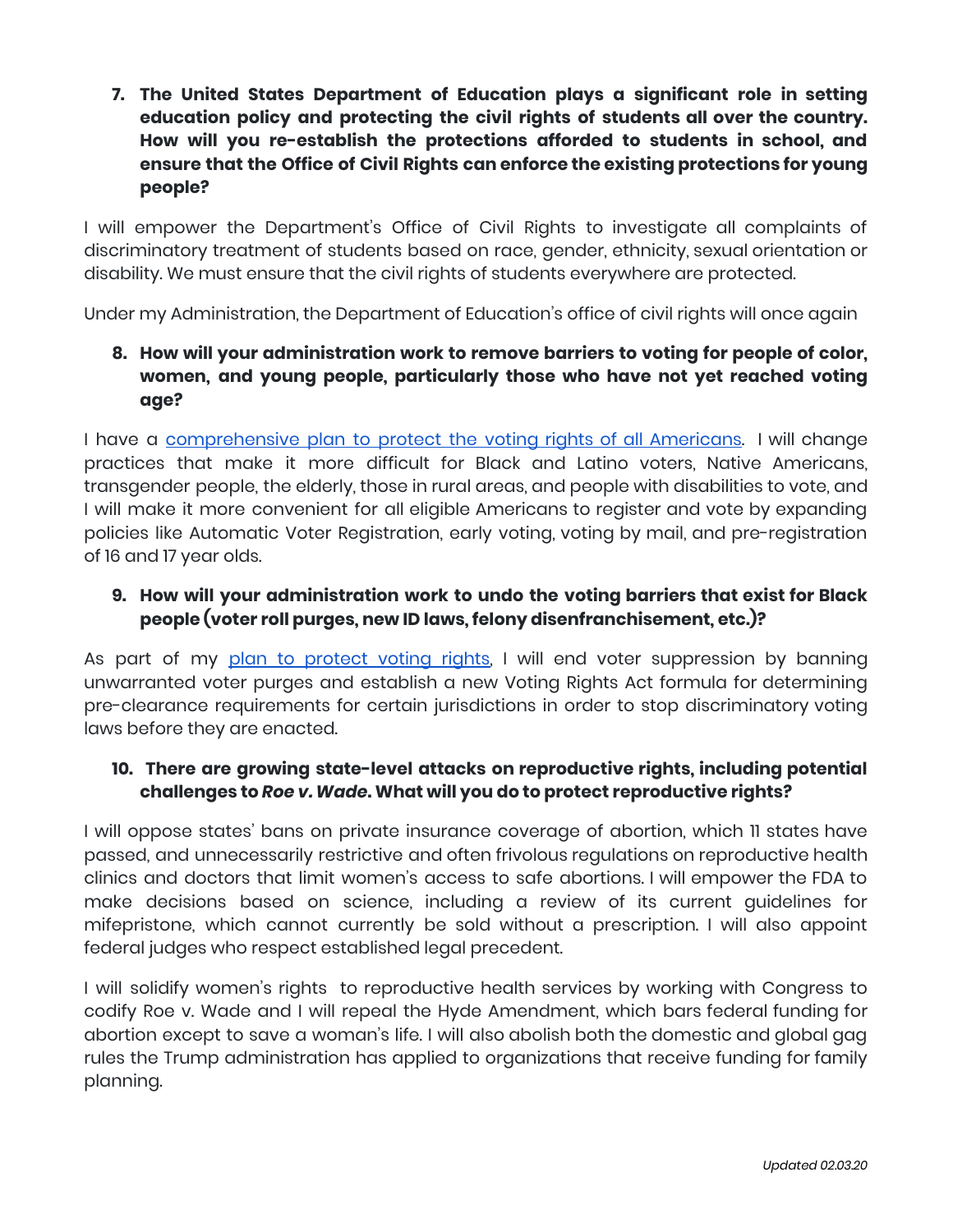7. **The United States Department of Education plays a significant role in setting education policy and protecting the civil rights of students all over the country. How will you re-establish the protections afforded to students in school, and ensure that the Office of Civil Rights can enforce the existing protections for young people?**

I will empower the Department's Office of Civil Rights to investigate all complaints of discriminatory treatment of students based on race, gender, ethnicity, sexual orientation or disability. We must ensure that the civil rights of students everywhere are protected.

Under my Administration, the Department of Education's office of civil rights will once again

8. **How will your administration work to remove barriers to voting for people of color, women, and young people, particularly those who have not yet reached voting age?**

I have a comprehensive plan to protect the voting rights of all Americans. I will change practices that make it more difficult for Black and Latino voters, Native Americans, transgender people, the elderly, those in rural areas, and people with disabilities to vote, and I will make it more convenient for all eligible Americans to register and vote by expanding policies like Automatic Voter Registration, early voting, voting by mail, and pre-registration of 16 and 17 year olds.

9. **How will your administration work to undo the voting barriers that exist for Black people (voter roll purges, new ID laws, felony disenfranchisement, etc.)?**

As part of my plan to protect voting rights, I will end voter suppression by banning unwarranted voter purges and establish a new Voting Rights Act formula for determining pre-clearance requirements for certain jurisdictions in order to stop discriminatory voting laws before they are enacted.

10. **There are growing state-level attacks on reproductive rights, including potential challenges to *Roe v. Wade*. What will you do to protect reproductive rights?**

I will oppose states' bans on private insurance coverage of abortion, which 11 states have passed, and unnecessarily restrictive and often frivolous regulations on reproductive health clinics and doctors that limit women's access to safe abortions. I will empower the FDA to make decisions based on science, including a review of its current guidelines for mifepristone, which cannot currently be sold without a prescription. I will also appoint federal judges who respect established legal precedent.

I will solidify women's rights to reproductive health services by working with Congress to codify Roe v. Wade and I will repeal the Hyde Amendment, which bars federal funding for abortion except to save a woman's life. I will also abolish both the domestic and global gag rules the Trump administration has applied to organizations that receive funding for family planning.

*Updated 02.03.20*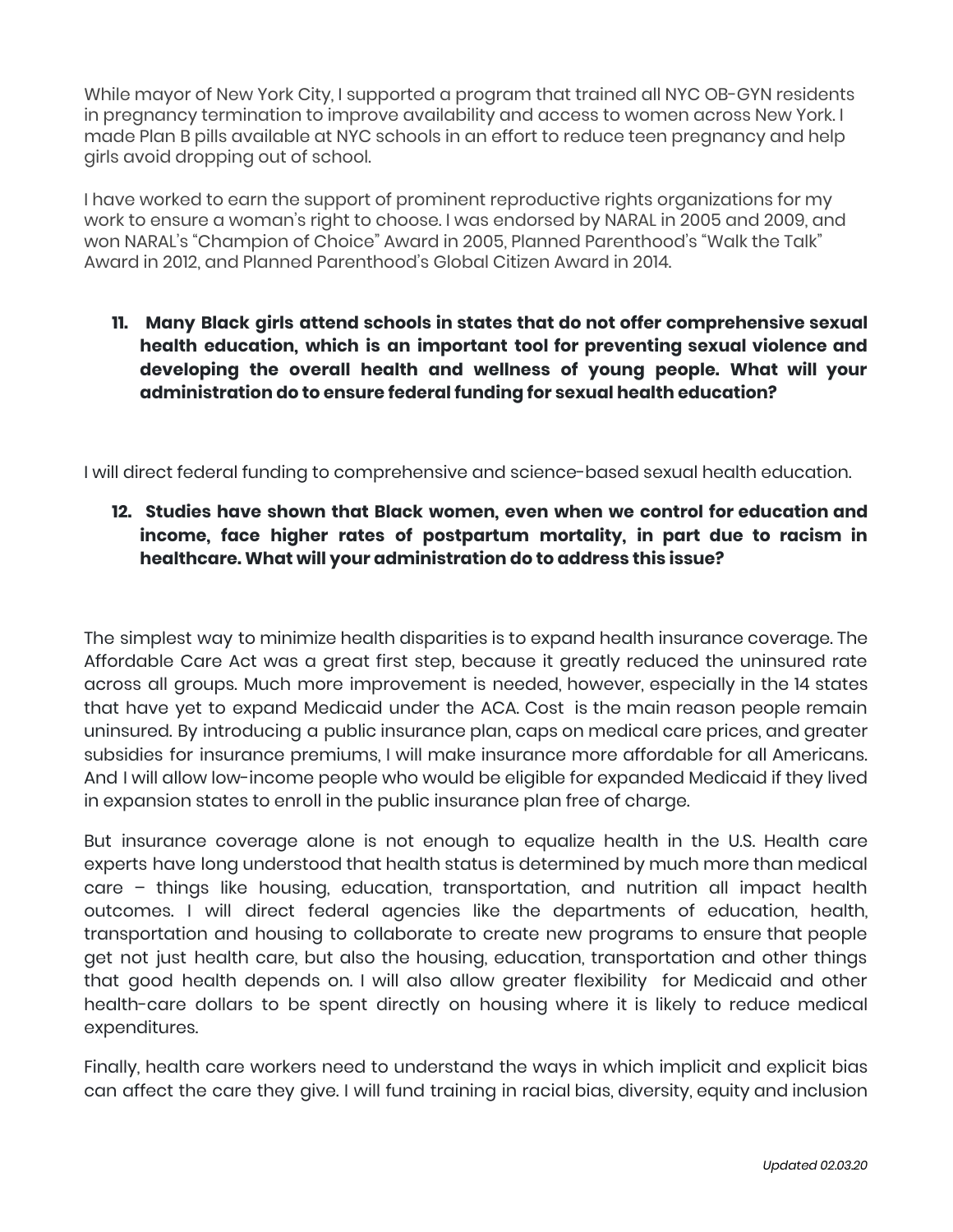While mayor of New York City, I supported a program that trained all NYC OB-GYN residents in pregnancy termination to improve availability and access to women across New York. I made Plan B pills available at NYC schools in an effort to reduce teen pregnancy and help girls avoid dropping out of school.

I have worked to earn the support of prominent reproductive rights organizations for my work to ensure a woman's right to choose. I was endorsed by NARAL in 2005 and 2009, and won NARAL's "Champion of Choice" Award in 2005, Planned Parenthood's "Walk the Talk" Award in 2012, and Planned Parenthood's Global Citizen Award in 2014.

**11. Many Black girls attend schools in states that do not offer comprehensive sexual health education, which is an important tool for preventing sexual violence and developing the overall health and wellness of young people. What will your administration do to ensure federal funding for sexual health education?**

I will direct federal funding to comprehensive and science-based sexual health education.

**12. Studies have shown that Black women, even when we control for education and income, face higher rates of postpartum mortality, in part due to racism in healthcare. What will your administration do to address this issue?**

The simplest way to minimize health disparities is to expand health insurance coverage. The Affordable Care Act was a great first step, because it greatly reduced the uninsured rate across all groups. Much more improvement is needed, however, especially in the 14 states that have yet to expand Medicaid under the ACA. Cost is the main reason people remain uninsured. By introducing a public insurance plan, caps on medical care prices, and greater subsidies for insurance premiums, I will make insurance more affordable for all Americans. And I will allow low-income people who would be eligible for expanded Medicaid if they lived in expansion states to enroll in the public insurance plan free of charge.

But insurance coverage alone is not enough to equalize health in the U.S. Health care experts have long understood that health status is determined by much more than medical care – things like housing, education, transportation, and nutrition all impact health outcomes. I will direct federal agencies like the departments of education, health, transportation and housing to collaborate to create new programs to ensure that people get not just health care, but also the housing, education, transportation and other things that good health depends on. I will also allow greater flexibility for Medicaid and other health-care dollars to be spent directly on housing where it is likely to reduce medical expenditures.

Finally, health care workers need to understand the ways in which implicit and explicit bias can affect the care they give. I will fund training in racial bias, diversity, equity and inclusion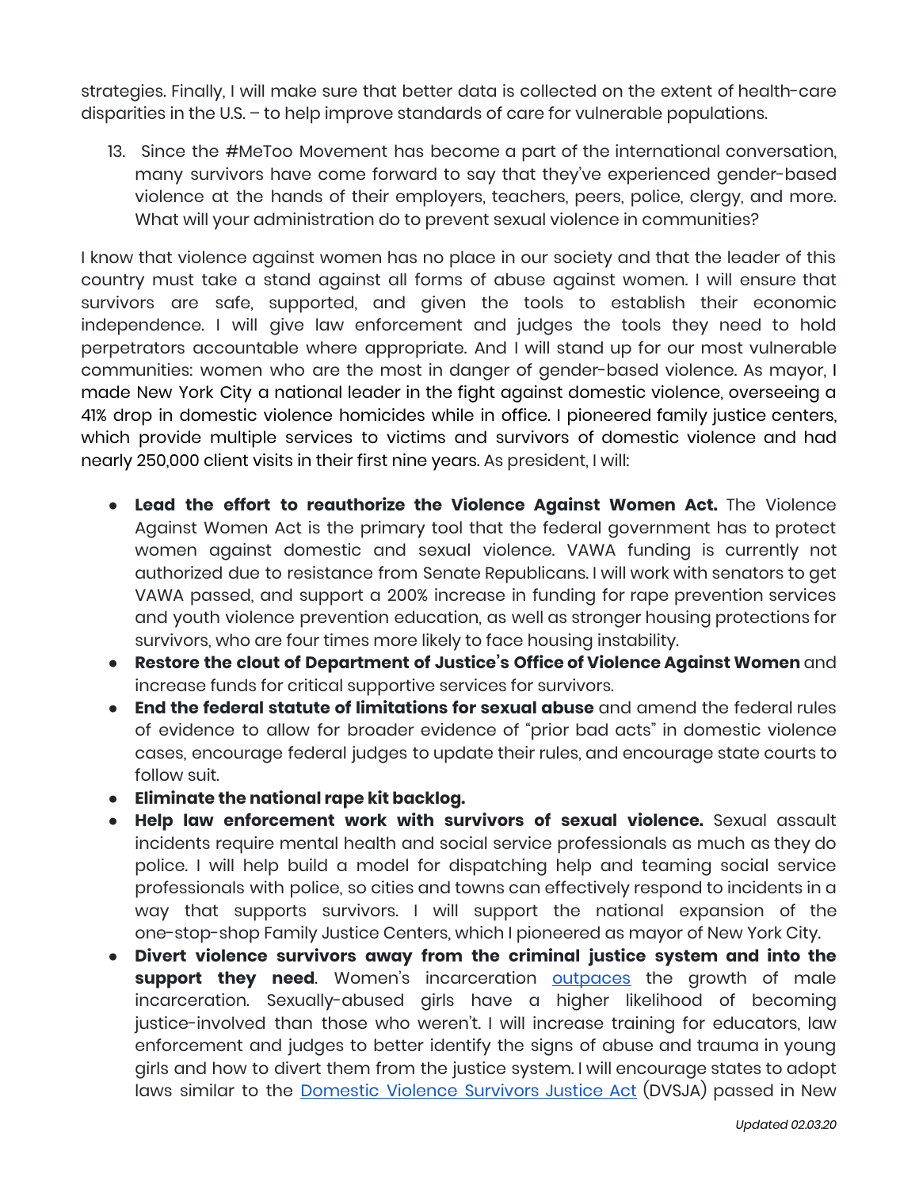strategies. Finally, I will make sure that better data is collected on the extent of health-care disparities in the U.S. – to help improve standards of care for vulnerable populations.

13. Since the #MeToo Movement has become a part of the international conversation, many survivors have come forward to say that they've experienced gender-based violence at the hands of their employers, teachers, peers, police, clergy, and more. What will your administration do to prevent sexual violence in communities?

I know that violence against women has no place in our society and that the leader of this country must take a stand against all forms of abuse against women. I will ensure that survivors are safe, supported, and given the tools to establish their economic independence. I will give law enforcement and judges the tools they need to hold perpetrators accountable where appropriate. And I will stand up for our most vulnerable communities: women who are the most in danger of gender-based violence. As mayor, I made New York City a national leader in the fight against domestic violence, overseeing a 41% drop in domestic violence homicides while in office. I pioneered family justice centers, which provide multiple services to victims and survivors of domestic violence and had nearly 250,000 client visits in their first nine years. As president, I will:

- **Lead the effort to reauthorize the Violence Against Women Act.** The Violence Against Women Act is the primary tool that the federal government has to protect women against domestic and sexual violence. VAWA funding is currently not authorized due to resistance from Senate Republicans. I will work with senators to get VAWA passed, and support a 200% increase in funding for rape prevention services and youth violence prevention education, as well as stronger housing protections for survivors, who are four times more likely to face housing instability.
- **Restore the clout of Department of Justice's Office of Violence Against Women** and increase funds for critical supportive services for survivors.
- **End the federal statute of limitations for sexual abuse** and amend the federal rules of evidence to allow for broader evidence of "prior bad acts" in domestic violence cases, encourage federal judges to update their rules, and encourage state courts to follow suit.
- **Eliminate the national rape kit backlog.**
- **Help law enforcement work with survivors of sexual violence.** Sexual assault incidents require mental health and social service professionals as much as they do police. I will help build a model for dispatching help and teaming social service professionals with police, so cities and towns can effectively respond to incidents in a way that supports survivors. I will support the national expansion of the one-stop-shop Family Justice Centers, which I pioneered as mayor of New York City.
- **Divert violence survivors away from the criminal justice system and into the support they need**. Women's incarceration outpaces the growth of male incarceration. Sexually-abused girls have a higher likelihood of becoming justice-involved than those who weren't. I will increase training for educators, law enforcement and judges to better identify the signs of abuse and trauma in young girls and how to divert them from the justice system. I will encourage states to adopt laws similar to the Domestic Violence Survivors Justice Act (DVSJA) passed in New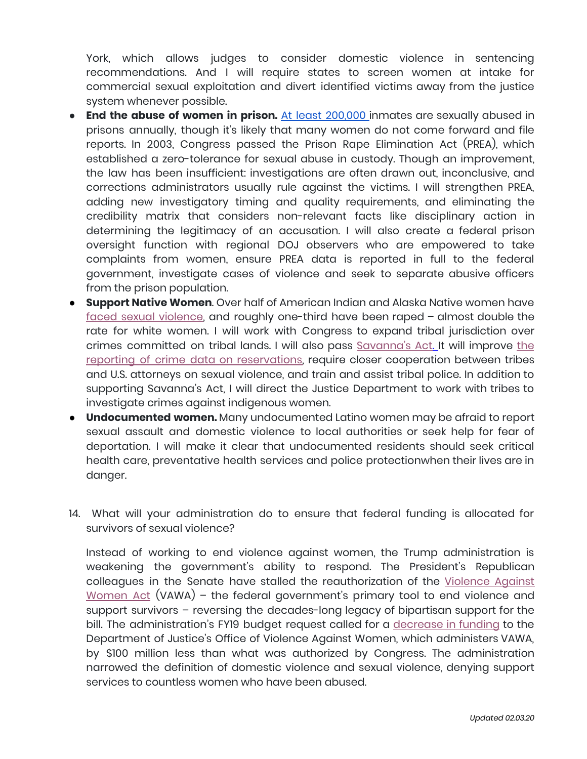York, which allows judges to consider domestic violence in sentencing recommendations. And I will require states to screen women at intake for commercial sexual exploitation and divert identified victims away from the justice system whenever possible.

- **End the abuse of women in prison.** At least 200,000 inmates are sexually abused in prisons annually, though it's likely that many women do not come forward and file reports. In 2003, Congress passed the Prison Rape Elimination Act (PREA), which established a zero-tolerance for sexual abuse in custody. Though an improvement, the law has been insufficient: investigations are often drawn out, inconclusive, and corrections administrators usually rule against the victims. I will strengthen PREA, adding new investigatory timing and quality requirements, and eliminating the credibility matrix that considers non-relevant facts like disciplinary action in determining the legitimacy of an accusation. I will also create a federal prison oversight function with regional DOJ observers who are empowered to take complaints from women, ensure PREA data is reported in full to the federal government, investigate cases of violence and seek to separate abusive officers from the prison population.
- **Support Native Women**. Over half of American Indian and Alaska Native women have faced sexual violence, and roughly one-third have been raped – almost double the rate for white women. I will work with Congress to expand tribal jurisdiction over crimes committed on tribal lands. I will also pass Savanna's Act. It will improve the reporting of crime data on reservations, require closer cooperation between tribes and U.S. attorneys on sexual violence, and train and assist tribal police. In addition to supporting Savanna's Act, I will direct the Justice Department to work with tribes to investigate crimes against indigenous women.
- **Undocumented women.** Many undocumented Latino women may be afraid to report sexual assault and domestic violence to local authorities or seek help for fear of deportation. I will make it clear that undocumented residents should seek critical health care, preventative health services and police protectionwhen their lives are in danger.

14. What will your administration do to ensure that federal funding is allocated for survivors of sexual violence?

    Instead of working to end violence against women, the Trump administration is weakening the government's ability to respond. The President's Republican colleagues in the Senate have stalled the reauthorization of the Violence Against Women Act (VAWA) – the federal government's primary tool to end violence and support survivors – reversing the decades-long legacy of bipartisan support for the bill. The administration's FY19 budget request called for a decrease in funding to the Department of Justice's Office of Violence Against Women, which administers VAWA, by $100 million less than what was authorized by Congress. The administration narrowed the definition of domestic violence and sexual violence, denying support services to countless women who have been abused.

*Updated 02.03.20*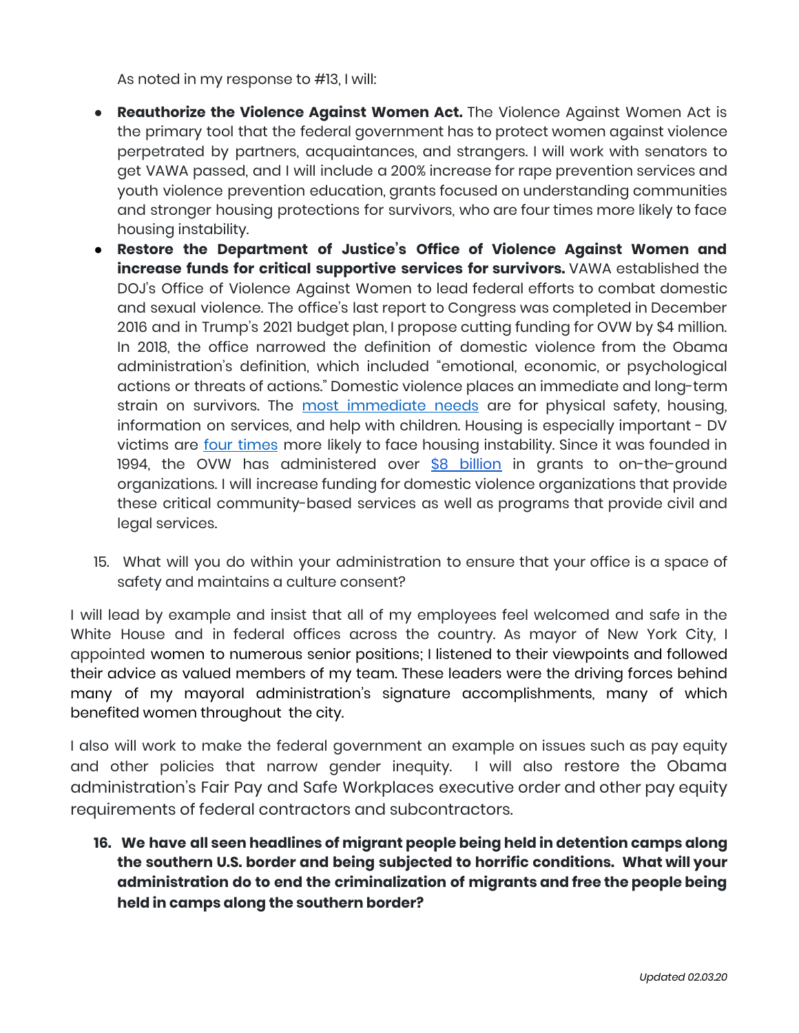As noted in my response to #13, I will:

- **Reauthorize the Violence Against Women Act.** The Violence Against Women Act is the primary tool that the federal government has to protect women against violence perpetrated by partners, acquaintances, and strangers. I will work with senators to get VAWA passed, and I will include a 200% increase for rape prevention services and youth violence prevention education, grants focused on understanding communities and stronger housing protections for survivors, who are four times more likely to face housing instability.
- **Restore the Department of Justice's Office of Violence Against Women and increase funds for critical supportive services for survivors.** VAWA established the DOJ's Office of Violence Against Women to lead federal efforts to combat domestic and sexual violence. The office's last report to Congress was completed in December 2016 and in Trump's 2021 budget plan, I propose cutting funding for OVW by $4 million. In 2018, the office narrowed the definition of domestic violence from the Obama administration's definition, which included "emotional, economic, or psychological actions or threats of actions." Domestic violence places an immediate and long-term strain on survivors. The most immediate needs are for physical safety, housing, information on services, and help with children. Housing is especially important - DV victims are four times more likely to face housing instability. Since it was founded in 1994, the OVW has administered over $8 billion in grants to on-the-ground organizations. I will increase funding for domestic violence organizations that provide these critical community-based services as well as programs that provide civil and legal services.

15. What will you do within your administration to ensure that your office is a space of safety and maintains a culture consent?

I will lead by example and insist that all of my employees feel welcomed and safe in the White House and in federal offices across the country. As mayor of New York City, I appointed women to numerous senior positions; I listened to their viewpoints and followed their advice as valued members of my team. These leaders were the driving forces behind many of my mayoral administration's signature accomplishments, many of which benefited women throughout the city.

I also will work to make the federal government an example on issues such as pay equity and other policies that narrow gender inequity. I will also restore the Obama administration's Fair Pay and Safe Workplaces executive order and other pay equity requirements of federal contractors and subcontractors.

16. **We have all seen headlines of migrant people being held in detention camps along the southern U.S. border and being subjected to horrific conditions. What will your administration do to end the criminalization of migrants and free the people being held in camps along the southern border?**

*Updated 02.03.20*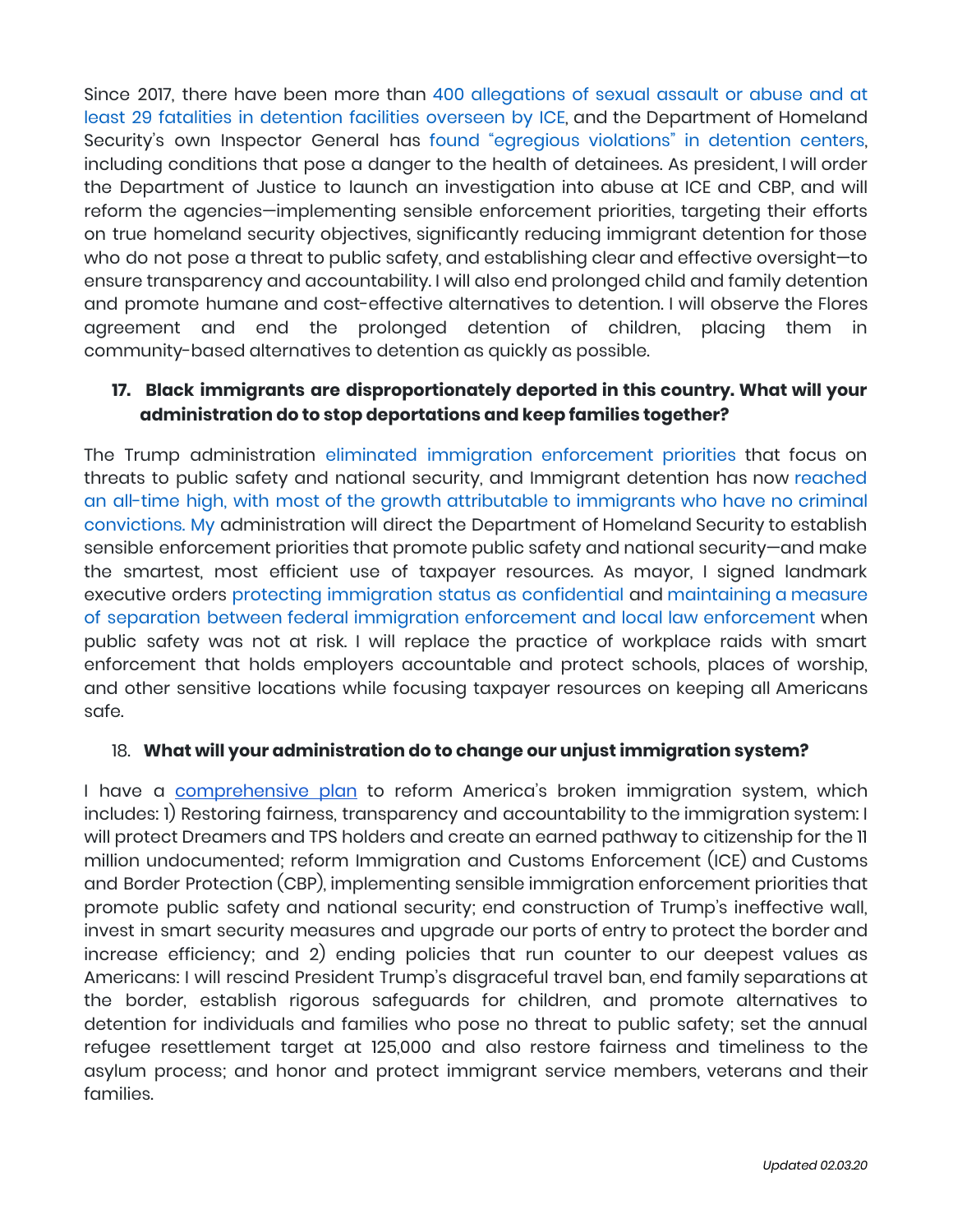Since 2017, there have been more than 400 allegations of sexual assault or abuse and at least 29 fatalities in detention facilities overseen by ICE, and the Department of Homeland Security's own Inspector General has found "egregious violations" in detention centers, including conditions that pose a danger to the health of detainees. As president, I will order the Department of Justice to launch an investigation into abuse at ICE and CBP, and will reform the agencies—implementing sensible enforcement priorities, targeting their efforts on true homeland security objectives, significantly reducing immigrant detention for those who do not pose a threat to public safety, and establishing clear and effective oversight—to ensure transparency and accountability. I will also end prolonged child and family detention and promote humane and cost-effective alternatives to detention. I will observe the Flores agreement and end the prolonged detention of children, placing them in community-based alternatives to detention as quickly as possible.

**17. Black immigrants are disproportionately deported in this country. What will your administration do to stop deportations and keep families together?**

The Trump administration eliminated immigration enforcement priorities that focus on threats to public safety and national security, and Immigrant detention has now reached an all-time high, with most of the growth attributable to immigrants who have no criminal convictions. My administration will direct the Department of Homeland Security to establish sensible enforcement priorities that promote public safety and national security—and make the smartest, most efficient use of taxpayer resources. As mayor, I signed landmark executive orders protecting immigration status as confidential and maintaining a measure of separation between federal immigration enforcement and local law enforcement when public safety was not at risk. I will replace the practice of workplace raids with smart enforcement that holds employers accountable and protect schools, places of worship, and other sensitive locations while focusing taxpayer resources on keeping all Americans safe.

18. **What will your administration do to change our unjust immigration system?**

I have a comprehensive plan to reform America's broken immigration system, which includes: 1) Restoring fairness, transparency and accountability to the immigration system: I will protect Dreamers and TPS holders and create an earned pathway to citizenship for the 11 million undocumented; reform Immigration and Customs Enforcement (ICE) and Customs and Border Protection (CBP), implementing sensible immigration enforcement priorities that promote public safety and national security; end construction of Trump's ineffective wall, invest in smart security measures and upgrade our ports of entry to protect the border and increase efficiency; and 2) ending policies that run counter to our deepest values as Americans: I will rescind President Trump's disgraceful travel ban, end family separations at the border, establish rigorous safeguards for children, and promote alternatives to detention for individuals and families who pose no threat to public safety; set the annual refugee resettlement target at 125,000 and also restore fairness and timeliness to the asylum process; and honor and protect immigrant service members, veterans and their families.

*Updated 02.03.20*